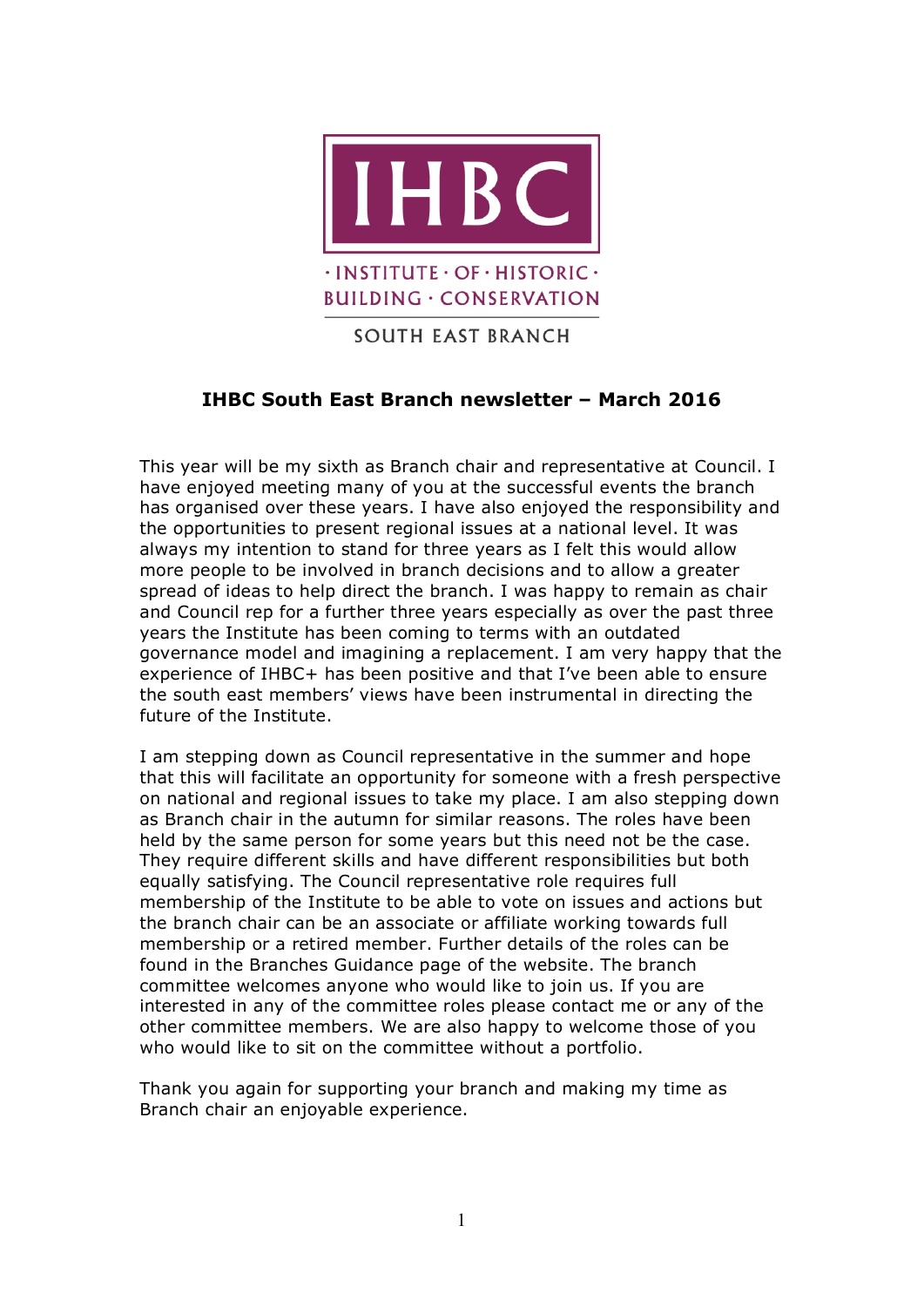IHBC

· INSTITUTE · OF · HISTORIC · BUILDING · CONSERVATION

SOUTH EAST BRANCH

# IHBC South East Branch newsletter – March 2016

This year will be my sixth as Branch chair and representative at Council. I have enjoyed meeting many of you at the successful events the branch has organised over these years. I have also enjoyed the responsibility and the opportunities to present regional issues at a national level. It was always my intention to stand for three years as I felt this would allow more people to be involved in branch decisions and to allow a greater spread of ideas to help direct the branch. I was happy to remain as chair and Council rep for a further three years especially as over the past three years the Institute has been coming to terms with an outdated governance model and imagining a replacement. I am very happy that the experience of IHBC+ has been positive and that I've been able to ensure the south east members' views have been instrumental in directing the future of the Institute.

I am stepping down as Council representative in the summer and hope that this will facilitate an opportunity for someone with a fresh perspective on national and regional issues to take my place. I am also stepping down as Branch chair in the autumn for similar reasons. The roles have been held by the same person for some years but this need not be the case. They require different skills and have different responsibilities but both equally satisfying. The Council representative role requires full membership of the Institute to be able to vote on issues and actions but the branch chair can be an associate or affiliate working towards full membership or a retired member. Further details of the roles can be found in the Branches Guidance page of the website. The branch committee welcomes anyone who would like to join us. If you are interested in any of the committee roles please contact me or any of the other committee members. We are also happy to welcome those of you who would like to sit on the committee without a portfolio.

Thank you again for supporting your branch and making my time as Branch chair an enjoyable experience.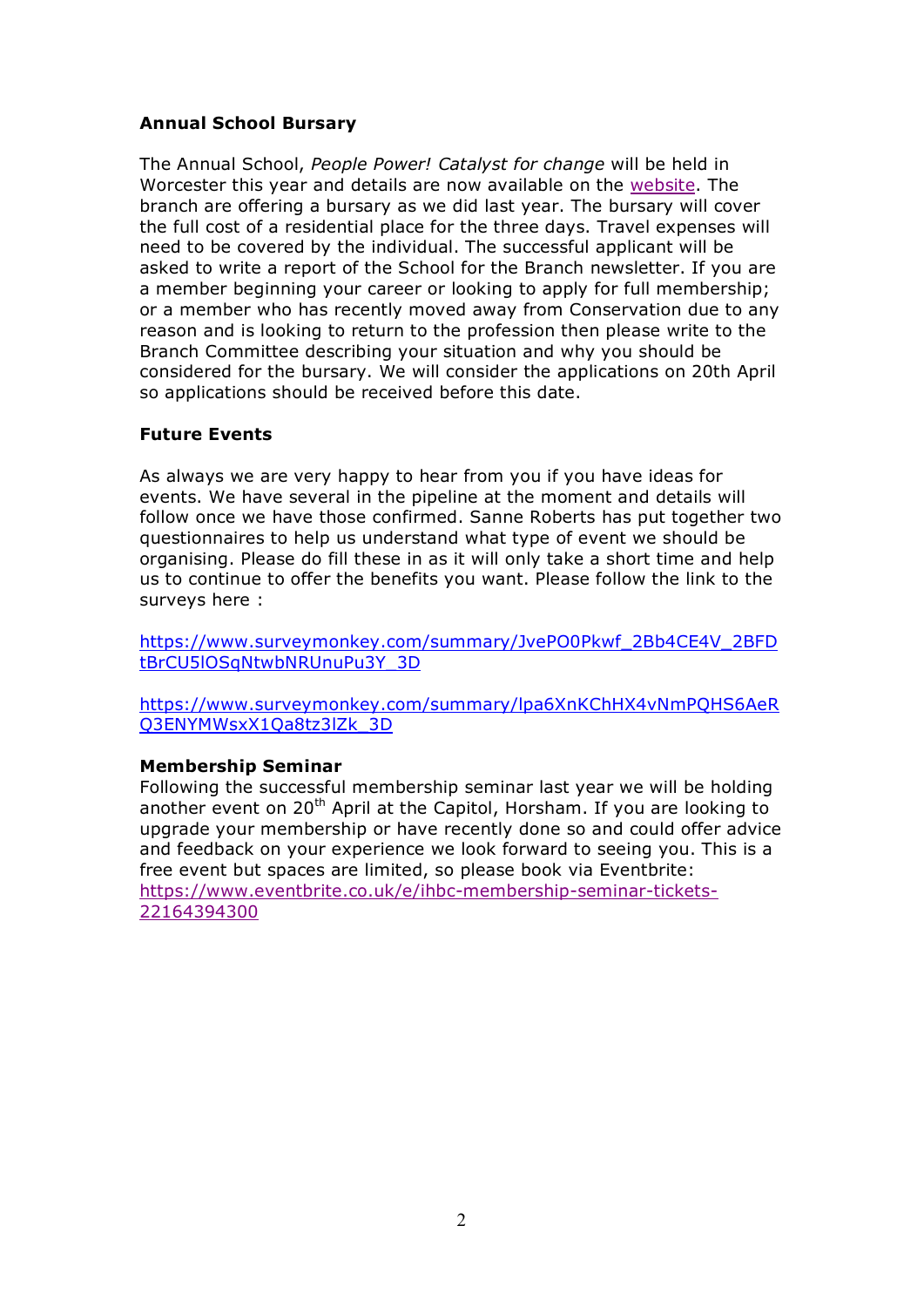**Annual School Bursary**

The Annual School, *People Power! Catalyst for change* will be held in Worcester this year and details are now available on the website. The branch are offering a bursary as we did last year. The bursary will cover the full cost of a residential place for the three days. Travel expenses will need to be covered by the individual. The successful applicant will be asked to write a report of the School for the Branch newsletter. If you are a member beginning your career or looking to apply for full membership; or a member who has recently moved away from Conservation due to any reason and is looking to return to the profession then please write to the Branch Committee describing your situation and why you should be considered for the bursary. We will consider the applications on 20th April so applications should be received before this date.

**Future Events**

As always we are very happy to hear from you if you have ideas for events. We have several in the pipeline at the moment and details will follow once we have those confirmed. Sanne Roberts has put together two questionnaires to help us understand what type of event we should be organising. Please do fill these in as it will only take a short time and help us to continue to offer the benefits you want. Please follow the link to the surveys here :

https://www.surveymonkey.com/summary/JvePO0Pkwf_2Bb4CE4V_2BFDtBrCU5lOSqNtwbNRUnuPu3Y_3D

https://www.surveymonkey.com/summary/lpa6XnKChHX4vNmPQHS6AeRQ3ENYMWsxX1Qa8tz3lZk_3D

**Membership Seminar**

Following the successful membership seminar last year we will be holding another event on 20th April at the Capitol, Horsham. If you are looking to upgrade your membership or have recently done so and could offer advice and feedback on your experience we look forward to seeing you. This is a free event but spaces are limited, so please book via Eventbrite: https://www.eventbrite.co.uk/e/ihbc-membership-seminar-tickets-22164394300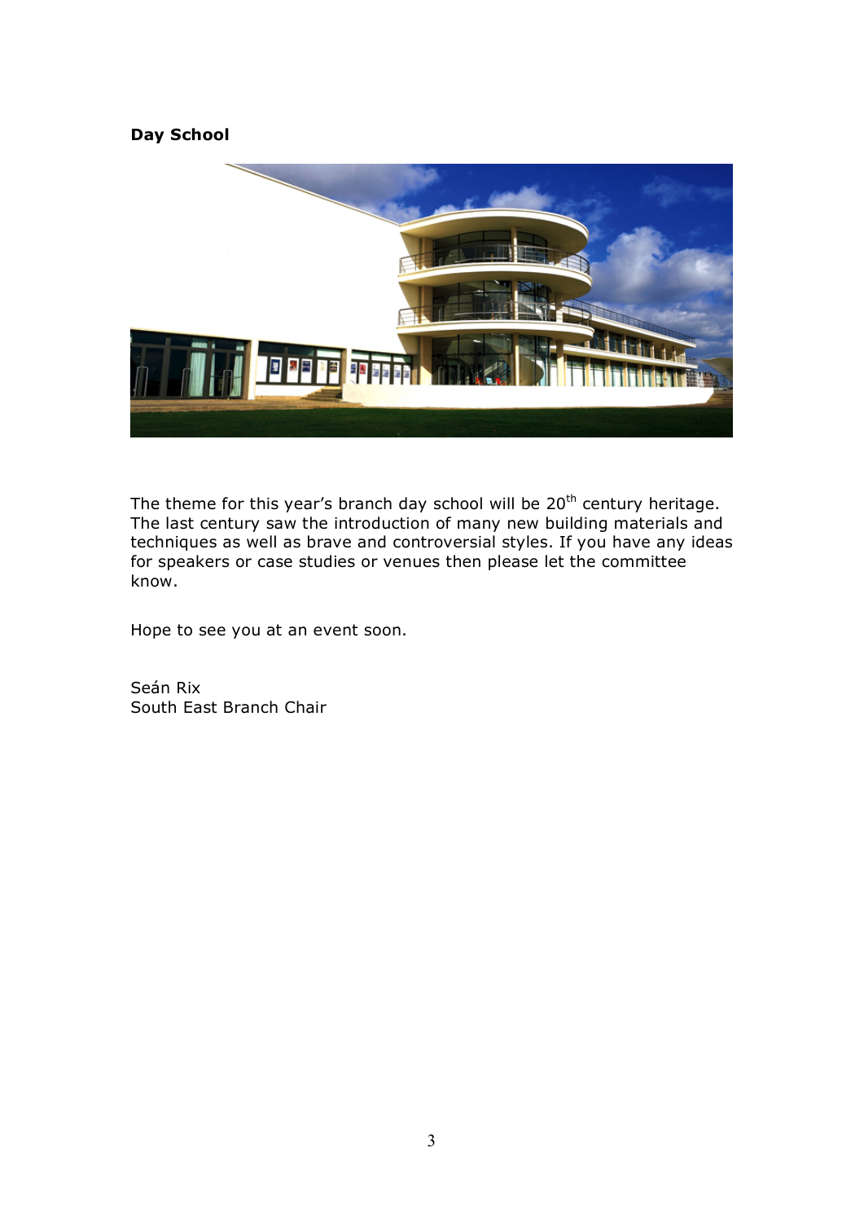**Day School**

The theme for this year's branch day school will be 20th century heritage. The last century saw the introduction of many new building materials and techniques as well as brave and controversial styles. If you have any ideas for speakers or case studies or venues then please let the committee know.

Hope to see you at an event soon.

Seán Rix
South East Branch Chair